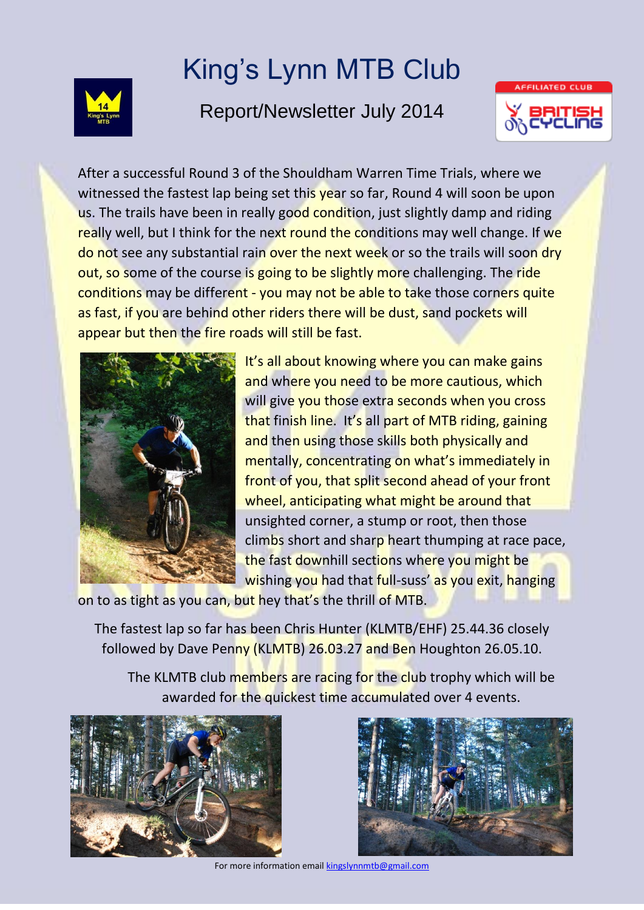# King's Lynn MTB Club

## Report/Newsletter July 2014

After a successful Round 3 of the Shouldham Warren Time Trials, where we witnessed the fastest lap being set this year so far, Round 4 will soon be upon us. The trails have been in really good condition, just slightly damp and riding really well, but I think for the next round the conditions may well change. If we do not see any substantial rain over the next week or so the trails will soon dry out, so some of the course is going to be slightly more challenging. The ride conditions may be different - you may not be able to take those corners quite as fast, if you are behind other riders there will be dust, sand pockets will appear but then the fire roads will still be fast.

It's all about knowing where you can make gains and where you need to be more cautious, which will give you those extra seconds when you cross that finish line. It's all part of MTB riding, gaining and then using those skills both physically and mentally, concentrating on what's immediately in front of you, that split second ahead of your front wheel, anticipating what might be around that unsighted corner, a stump or root, then those climbs short and sharp heart thumping at race pace, the fast downhill sections where you might be wishing you had that full-suss' as you exit, hanging on to as tight as you can, but hey that's the thrill of MTB.

The fastest lap so far has been Chris Hunter (KLMTB/EHF) 25.44.36 closely followed by Dave Penny (KLMTB) 26.03.27 and Ben Houghton 26.05.10.

The KLMTB club members are racing for the club trophy which will be awarded for the quickest time accumulated over 4 events.

For more information email kingslynnmtb@gmail.com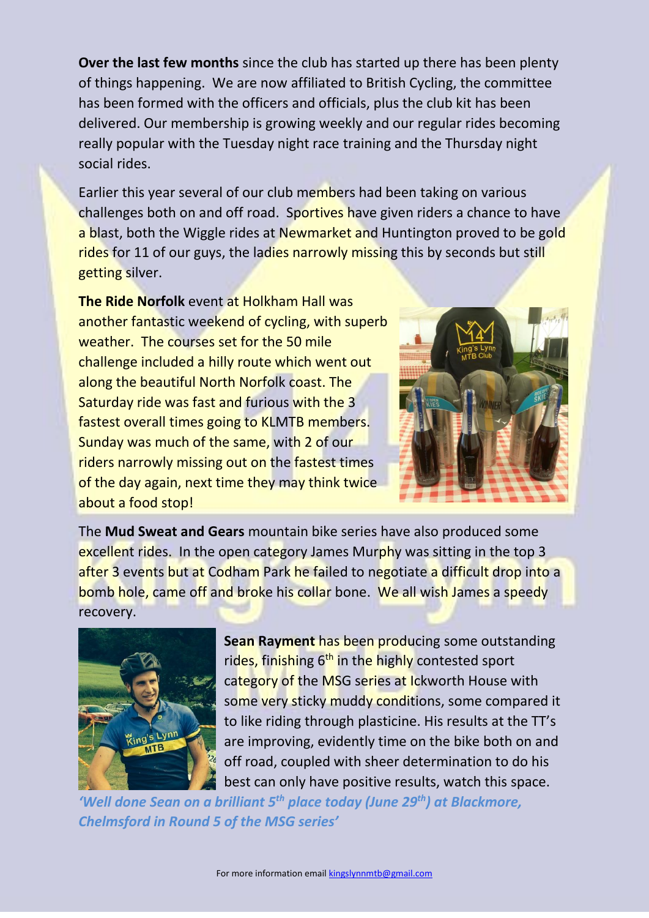**Over the last few months** since the club has started up there has been plenty of things happening. We are now affiliated to British Cycling, the committee has been formed with the officers and officials, plus the club kit has been delivered. Our membership is growing weekly and our regular rides becoming really popular with the Tuesday night race training and the Thursday night social rides.

Earlier this year several of our club members had been taking on various challenges both on and off road. Sportives have given riders a chance to have a blast, both the Wiggle rides at Newmarket and Huntington proved to be gold rides for 11 of our guys, the ladies narrowly missing this by seconds but still getting silver.

**The Ride Norfolk** event at Holkham Hall was another fantastic weekend of cycling, with superb weather. The courses set for the 50 mile challenge included a hilly route which went out along the beautiful North Norfolk coast. The Saturday ride was fast and furious with the 3 fastest overall times going to KLMTB members. Sunday was much of the same, with 2 of our riders narrowly missing out on the fastest times of the day again, next time they may think twice about a food stop!

The **Mud Sweat and Gears** mountain bike series have also produced some excellent rides. In the open category James Murphy was sitting in the top 3 after 3 events but at Codham Park he failed to negotiate a difficult drop into a bomb hole, came off and broke his collar bone. We all wish James a speedy recovery.

**Sean Rayment** has been producing some outstanding rides, finishing 6th in the highly contested sport category of the MSG series at Ickworth House with some very sticky muddy conditions, some compared it to like riding through plasticine. His results at the TT's are improving, evidently time on the bike both on and off road, coupled with sheer determination to do his best can only have positive results, watch this space.

***'Well done Sean on a brilliant 5th place today (June 29th) at Blackmore, Chelmsford in Round 5 of the MSG series'***

For more information email kingslynnmtb@gmail.com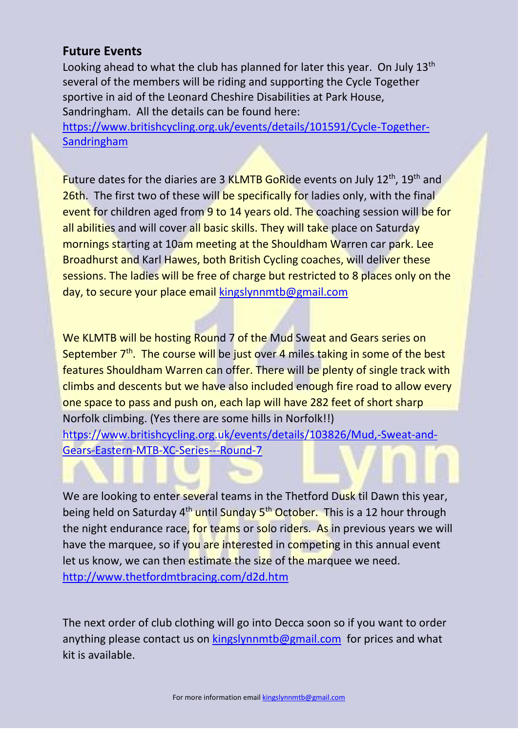## Future Events

Looking ahead to what the club has planned for later this year. On July 13th several of the members will be riding and supporting the Cycle Together sportive in aid of the Leonard Cheshire Disabilities at Park House, Sandringham. All the details can be found here: https://www.britishcycling.org.uk/events/details/101591/Cycle-Together-Sandringham

Future dates for the diaries are 3 KLMTB GoRide events on July 12th, 19th and 26th. The first two of these will be specifically for ladies only, with the final event for children aged from 9 to 14 years old. The coaching session will be for all abilities and will cover all basic skills. They will take place on Saturday mornings starting at 10am meeting at the Shouldham Warren car park. Lee Broadhurst and Karl Hawes, both British Cycling coaches, will deliver these sessions. The ladies will be free of charge but restricted to 8 places only on the day, to secure your place email kingslynnmtb@gmail.com

We KLMTB will be hosting Round 7 of the Mud Sweat and Gears series on September 7th. The course will be just over 4 miles taking in some of the best features Shouldham Warren can offer. There will be plenty of single track with climbs and descents but we have also included enough fire road to allow every one space to pass and push on, each lap will have 282 feet of short sharp Norfolk climbing. (Yes there are some hills in Norfolk!!)
https://www.britishcycling.org.uk/events/details/103826/Mud,-Sweat-and-Gears-Eastern-MTB-XC-Series---Round-7

We are looking to enter several teams in the Thetford Dusk til Dawn this year, being held on Saturday 4th until Sunday 5th October. This is a 12 hour through the night endurance race, for teams or solo riders. As in previous years we will have the marquee, so if you are interested in competing in this annual event let us know, we can then estimate the size of the marquee we need.
http://www.thetfordmtbracing.com/d2d.htm

The next order of club clothing will go into Decca soon so if you want to order anything please contact us on kingslynnmtb@gmail.com for prices and what kit is available.

For more information email kingslynnmtb@gmail.com